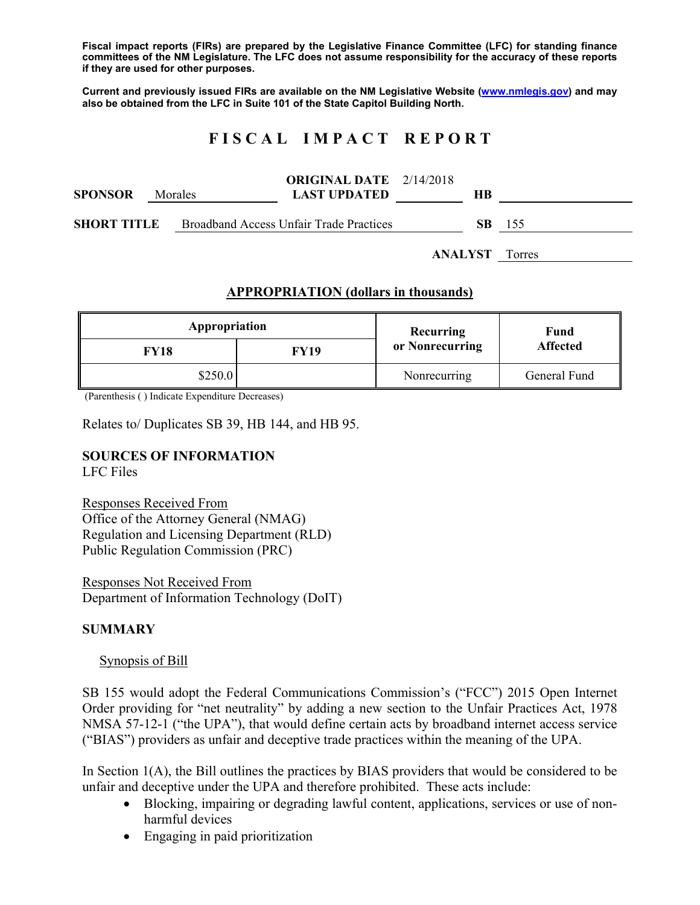**Fiscal impact reports (FIRs) are prepared by the Legislative Finance Committee (LFC) for standing finance committees of the NM Legislature. The LFC does not assume responsibility for the accuracy of these reports if they are used for other purposes.**

**Current and previously issued FIRs are available on the NM Legislative Website (www.nmlegis.gov) and may also be obtained from the LFC in Suite 101 of the State Capitol Building North.**

# F I S C A L   I M P A C T   R E P O R T

**SPONSOR** Morales | **ORIGINAL DATE** 2/14/2018 | **LAST UPDATED** | **HB**

**SHORT TITLE** Broadband Access Unfair Trade Practices | **SB** 155

**ANALYST** Torres

## APPROPRIATION (dollars in thousands)

| Appropriation | | Recurring or Nonrecurring | Fund Affected |
|---|---|---|---|
| FY18 | FY19 | | |
| $250.0 | | Nonrecurring | General Fund |

(Parenthesis ( ) Indicate Expenditure Decreases)

Relates to/ Duplicates SB 39, HB 144, and HB 95.

**SOURCES OF INFORMATION**
LFC Files

Responses Received From
Office of the Attorney General (NMAG)
Regulation and Licensing Department (RLD)
Public Regulation Commission (PRC)

Responses Not Received From
Department of Information Technology (DoIT)

**SUMMARY**

Synopsis of Bill

SB 155 would adopt the Federal Communications Commission's ("FCC") 2015 Open Internet Order providing for "net neutrality" by adding a new section to the Unfair Practices Act, 1978 NMSA 57-12-1 ("the UPA"), that would define certain acts by broadband internet access service ("BIAS") providers as unfair and deceptive trade practices within the meaning of the UPA.

In Section 1(A), the Bill outlines the practices by BIAS providers that would be considered to be unfair and deceptive under the UPA and therefore prohibited. These acts include:

- Blocking, impairing or degrading lawful content, applications, services or use of non-harmful devices
- Engaging in paid prioritization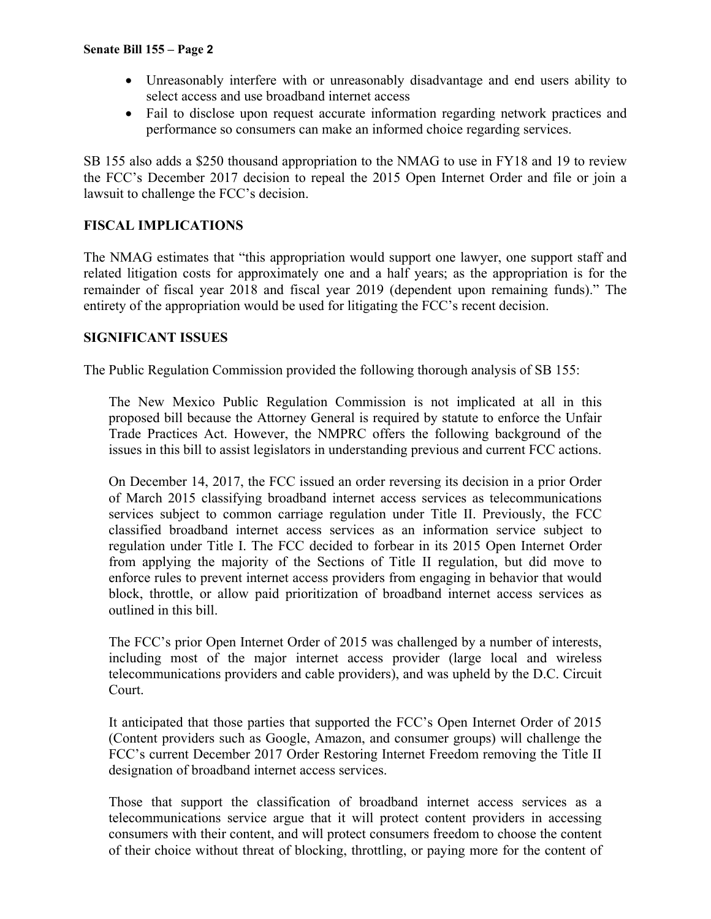- Unreasonably interfere with or unreasonably disadvantage and end users ability to select access and use broadband internet access
- Fail to disclose upon request accurate information regarding network practices and performance so consumers can make an informed choice regarding services.

SB 155 also adds a $250 thousand appropriation to the NMAG to use in FY18 and 19 to review the FCC's December 2017 decision to repeal the 2015 Open Internet Order and file or join a lawsuit to challenge the FCC's decision.

**FISCAL IMPLICATIONS**

The NMAG estimates that "this appropriation would support one lawyer, one support staff and related litigation costs for approximately one and a half years; as the appropriation is for the remainder of fiscal year 2018 and fiscal year 2019 (dependent upon remaining funds)." The entirety of the appropriation would be used for litigating the FCC's recent decision.

**SIGNIFICANT ISSUES**

The Public Regulation Commission provided the following thorough analysis of SB 155:

> The New Mexico Public Regulation Commission is not implicated at all in this proposed bill because the Attorney General is required by statute to enforce the Unfair Trade Practices Act. However, the NMPRC offers the following background of the issues in this bill to assist legislators in understanding previous and current FCC actions.
>
> On December 14, 2017, the FCC issued an order reversing its decision in a prior Order of March 2015 classifying broadband internet access services as telecommunications services subject to common carriage regulation under Title II. Previously, the FCC classified broadband internet access services as an information service subject to regulation under Title I. The FCC decided to forbear in its 2015 Open Internet Order from applying the majority of the Sections of Title II regulation, but did move to enforce rules to prevent internet access providers from engaging in behavior that would block, throttle, or allow paid prioritization of broadband internet access services as outlined in this bill.
>
> The FCC's prior Open Internet Order of 2015 was challenged by a number of interests, including most of the major internet access provider (large local and wireless telecommunications providers and cable providers), and was upheld by the D.C. Circuit Court.
>
> It anticipated that those parties that supported the FCC's Open Internet Order of 2015 (Content providers such as Google, Amazon, and consumer groups) will challenge the FCC's current December 2017 Order Restoring Internet Freedom removing the Title II designation of broadband internet access services.
>
> Those that support the classification of broadband internet access services as a telecommunications service argue that it will protect content providers in accessing consumers with their content, and will protect consumers freedom to choose the content of their choice without threat of blocking, throttling, or paying more for the content of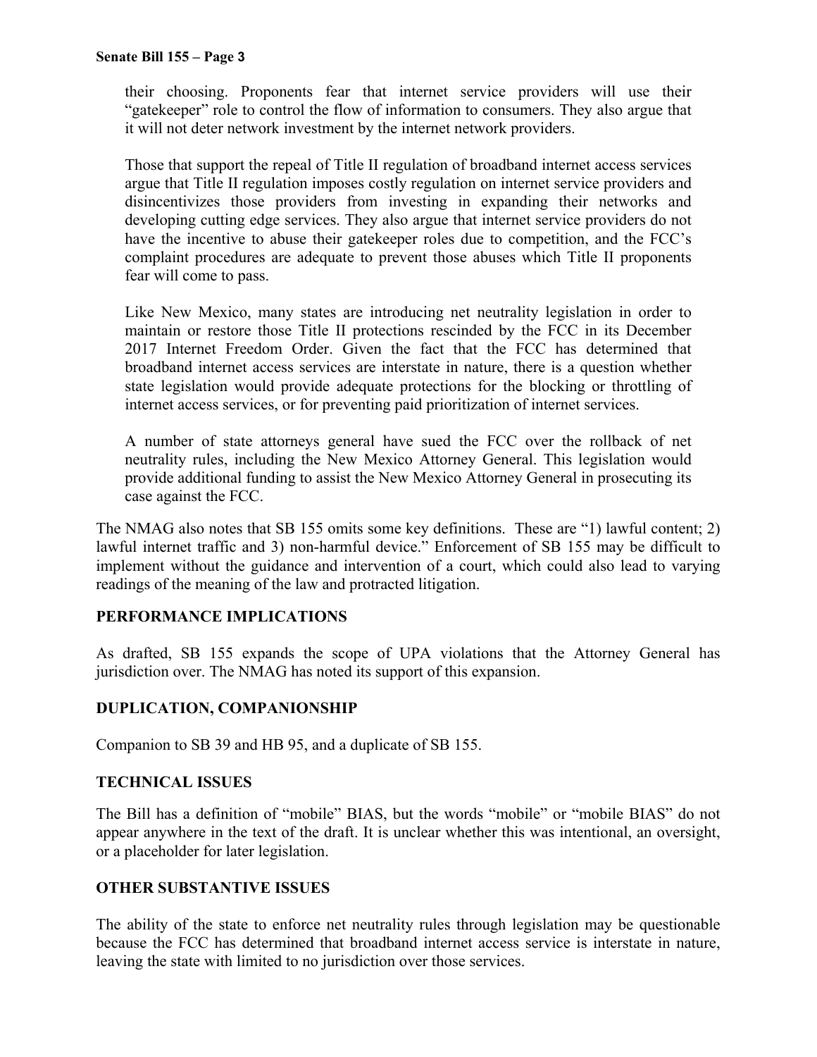their choosing. Proponents fear that internet service providers will use their "gatekeeper" role to control the flow of information to consumers. They also argue that it will not deter network investment by the internet network providers.

> Those that support the repeal of Title II regulation of broadband internet access services argue that Title II regulation imposes costly regulation on internet service providers and disincentivizes those providers from investing in expanding their networks and developing cutting edge services. They also argue that internet service providers do not have the incentive to abuse their gatekeeper roles due to competition, and the FCC's complaint procedures are adequate to prevent those abuses which Title II proponents fear will come to pass.
>
> Like New Mexico, many states are introducing net neutrality legislation in order to maintain or restore those Title II protections rescinded by the FCC in its December 2017 Internet Freedom Order. Given the fact that the FCC has determined that broadband internet access services are interstate in nature, there is a question whether state legislation would provide adequate protections for the blocking or throttling of internet access services, or for preventing paid prioritization of internet services.
>
> A number of state attorneys general have sued the FCC over the rollback of net neutrality rules, including the New Mexico Attorney General. This legislation would provide additional funding to assist the New Mexico Attorney General in prosecuting its case against the FCC.

The NMAG also notes that SB 155 omits some key definitions. These are "1) lawful content; 2) lawful internet traffic and 3) non-harmful device." Enforcement of SB 155 may be difficult to implement without the guidance and intervention of a court, which could also lead to varying readings of the meaning of the law and protracted litigation.

**PERFORMANCE IMPLICATIONS**

As drafted, SB 155 expands the scope of UPA violations that the Attorney General has jurisdiction over. The NMAG has noted its support of this expansion.

**DUPLICATION, COMPANIONSHIP**

Companion to SB 39 and HB 95, and a duplicate of SB 155.

**TECHNICAL ISSUES**

The Bill has a definition of "mobile" BIAS, but the words "mobile" or "mobile BIAS" do not appear anywhere in the text of the draft. It is unclear whether this was intentional, an oversight, or a placeholder for later legislation.

**OTHER SUBSTANTIVE ISSUES**

The ability of the state to enforce net neutrality rules through legislation may be questionable because the FCC has determined that broadband internet access service is interstate in nature, leaving the state with limited to no jurisdiction over those services.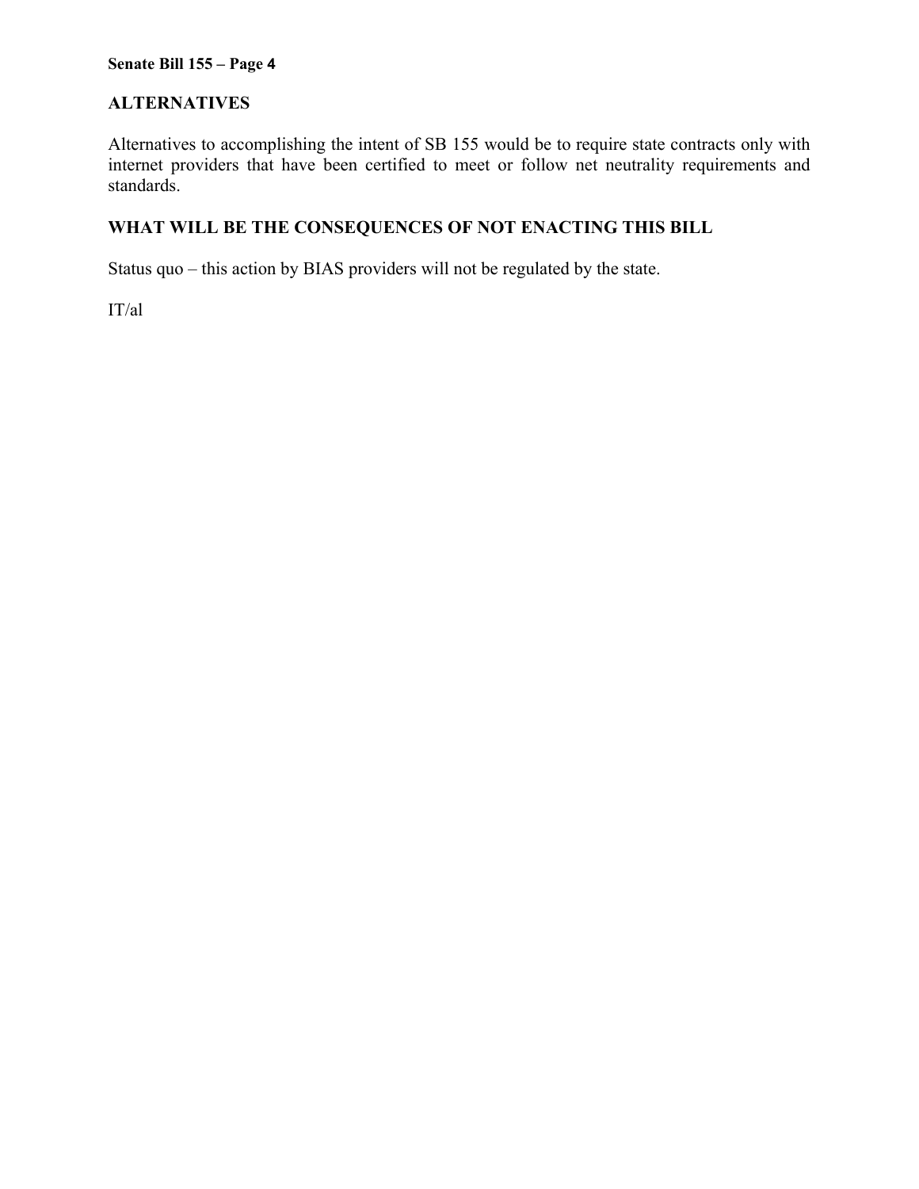## ALTERNATIVES

Alternatives to accomplishing the intent of SB 155 would be to require state contracts only with internet providers that have been certified to meet or follow net neutrality requirements and standards.

## WHAT WILL BE THE CONSEQUENCES OF NOT ENACTING THIS BILL

Status quo – this action by BIAS providers will not be regulated by the state.

IT/al